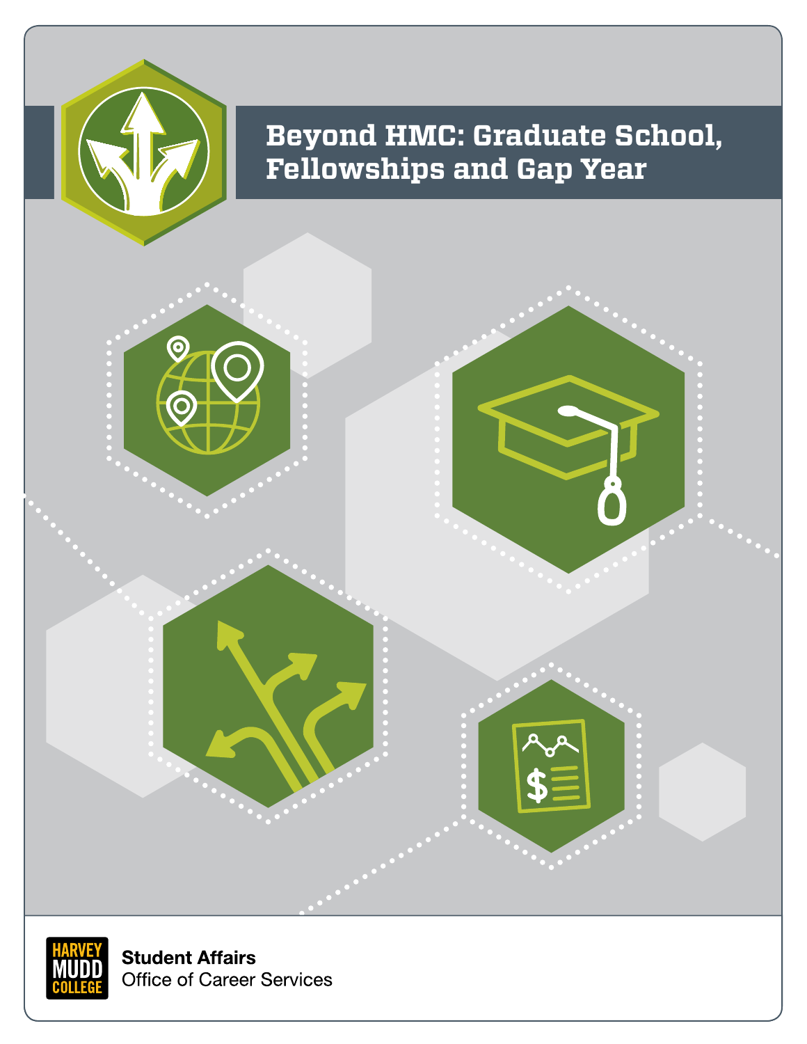# Beyond HMC: Graduate School, Fellowships and Gap Year

HARVEY MUDD COLLEGE

**Student Affairs**
Office of Career Services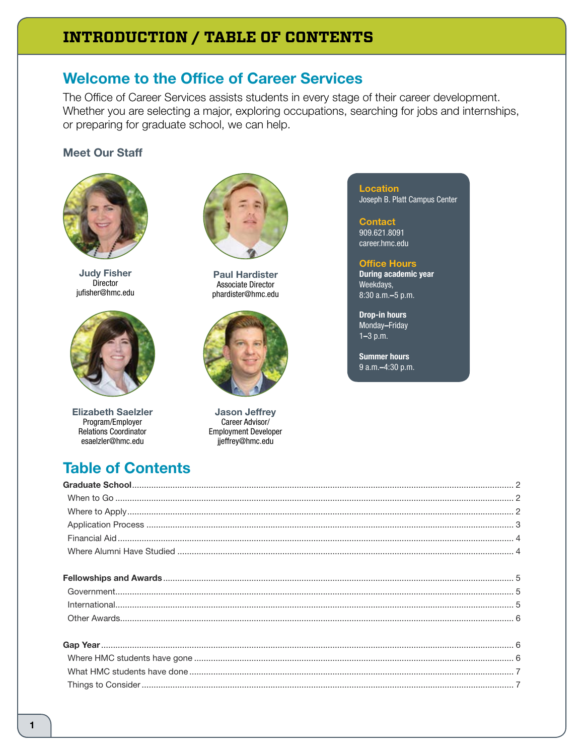# INTRODUCTION / TABLE OF CONTENTS

## Welcome to the Office of Career Services

The Office of Career Services assists students in every stage of their career development. Whether you are selecting a major, exploring occupations, searching for jobs and internships, or preparing for graduate school, we can help.

### Meet Our Staff

**Judy Fisher**
Director
jufisher@hmc.edu

**Paul Hardister**
Associate Director
phardister@hmc.edu

**Elizabeth Saelzler**
Program/Employer Relations Coordinator
esaelzler@hmc.edu

**Jason Jeffrey**
Career Advisor/ Employment Developer
jjeffrey@hmc.edu

**Location**
Joseph B. Platt Campus Center

**Contact**
909.621.8091
career.hmc.edu

**Office Hours**
**During academic year**
Weekdays,
8:30 a.m.–5 p.m.

**Drop-in hours**
Monday–Friday
1–3 p.m.

**Summer hours**
9 a.m.–4:30 p.m.

## Table of Contents

**Graduate School** .......... 2
- When to Go .......... 2
- Where to Apply .......... 2
- Application Process .......... 3
- Financial Aid .......... 4
- Where Alumni Have Studied .......... 4

**Fellowships and Awards** .......... 5
- Government .......... 5
- International .......... 5
- Other Awards .......... 6

**Gap Year** .......... 6
- Where HMC students have gone .......... 6
- What HMC students have done .......... 7
- Things to Consider .......... 7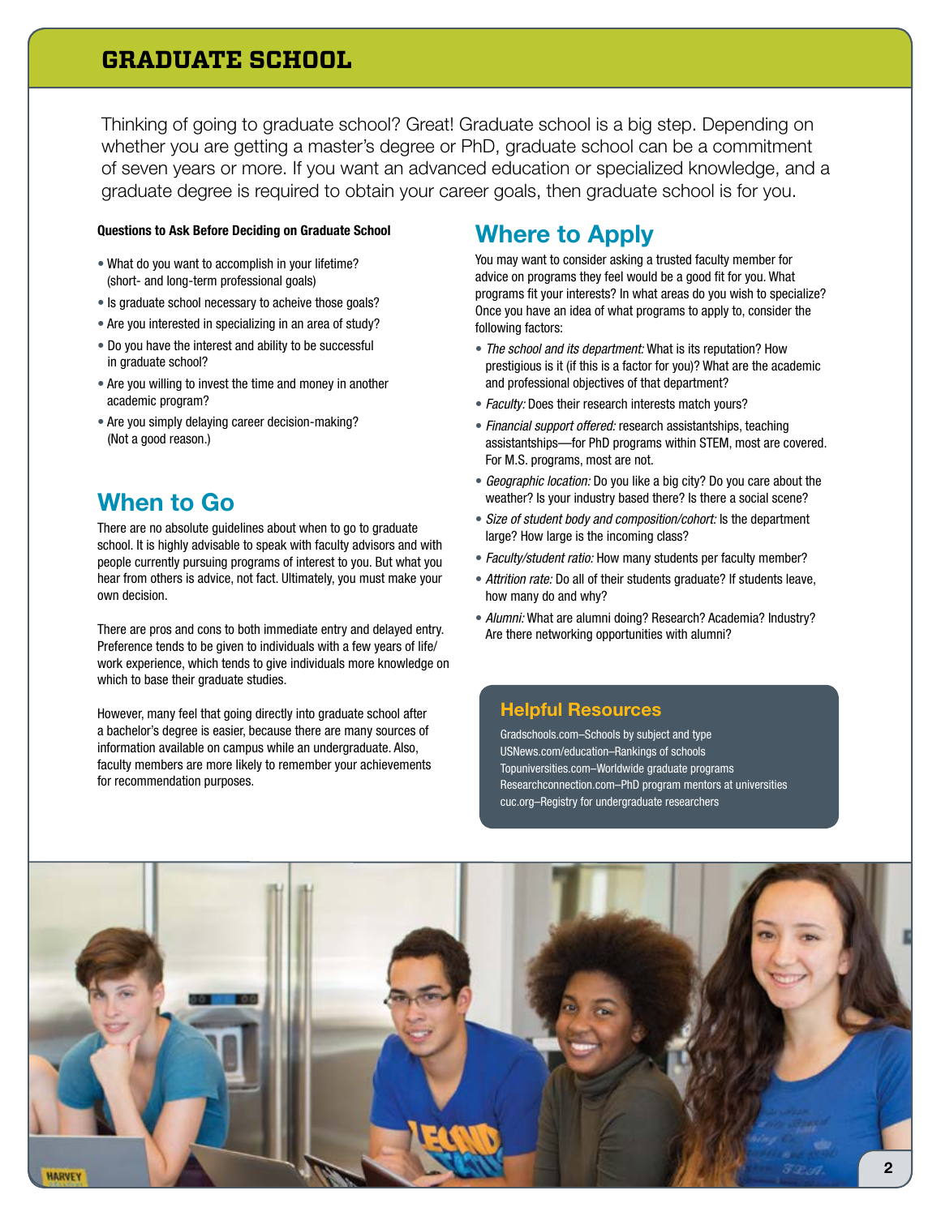# GRADUATE SCHOOL

Thinking of going to graduate school? Great! Graduate school is a big step. Depending on whether you are getting a master's degree or PhD, graduate school can be a commitment of seven years or more. If you want an advanced education or specialized knowledge, and a graduate degree is required to obtain your career goals, then graduate school is for you.

**Questions to Ask Before Deciding on Graduate School**

- What do you want to accomplish in your lifetime? (short- and long-term professional goals)
- Is graduate school necessary to acheive those goals?
- Are you interested in specializing in an area of study?
- Do you have the interest and ability to be successful in graduate school?
- Are you willing to invest the time and money in another academic program?
- Are you simply delaying career decision-making? (Not a good reason.)

## When to Go

There are no absolute guidelines about when to go to graduate school. It is highly advisable to speak with faculty advisors and with people currently pursuing programs of interest to you. But what you hear from others is advice, not fact. Ultimately, you must make your own decision.

There are pros and cons to both immediate entry and delayed entry. Preference tends to be given to individuals with a few years of life/work experience, which tends to give individuals more knowledge on which to base their graduate studies.

However, many feel that going directly into graduate school after a bachelor's degree is easier, because there are many sources of information available on campus while an undergraduate. Also, faculty members are more likely to remember your achievements for recommendation purposes.

## Where to Apply

You may want to consider asking a trusted faculty member for advice on programs they feel would be a good fit for you. What programs fit your interests? In what areas do you wish to specialize? Once you have an idea of what programs to apply to, consider the following factors:

- *The school and its department:* What is its reputation? How prestigious is it (if this is a factor for you)? What are the academic and professional objectives of that department?
- *Faculty:* Does their research interests match yours?
- *Financial support offered:* research assistantships, teaching assistantships—for PhD programs within STEM, most are covered. For M.S. programs, most are not.
- *Geographic location:* Do you like a big city? Do you care about the weather? Is your industry based there? Is there a social scene?
- *Size of student body and composition/cohort:* Is the department large? How large is the incoming class?
- *Faculty/student ratio:* How many students per faculty member?
- *Attrition rate:* Do all of their students graduate? If students leave, how many do and why?
- *Alumni:* What are alumni doing? Research? Academia? Industry? Are there networking opportunities with alumni?

### Helpful Resources

Gradschools.com–Schools by subject and type
USNews.com/education–Rankings of schools
Topuniversities.com–Worldwide graduate programs
Researchconnection.com–PhD program mentors at universities
cuc.org–Registry for undergraduate researchers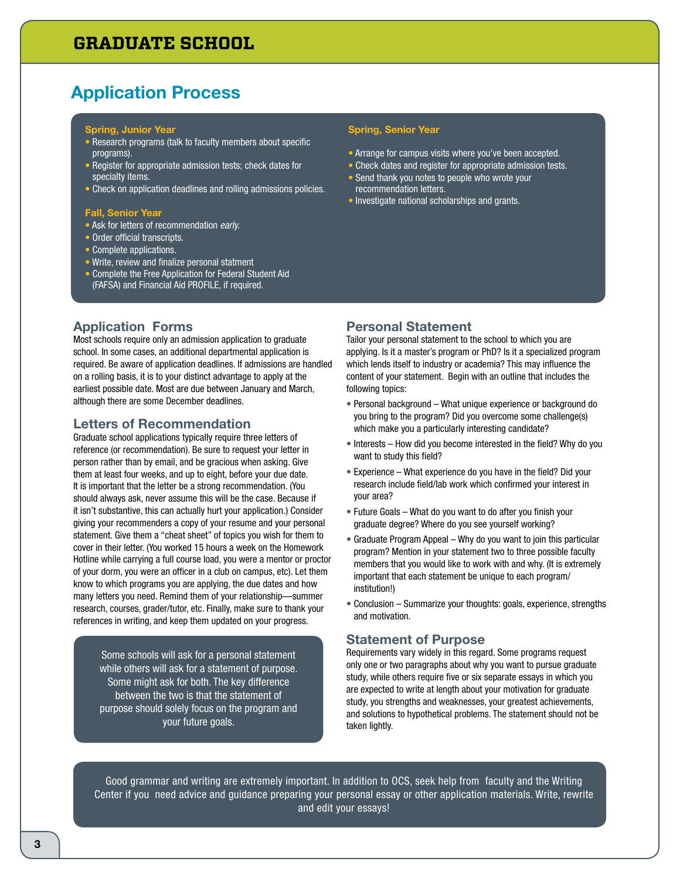# GRADUATE SCHOOL

## Application Process

### Spring, Junior Year

- Research programs (talk to faculty members about specific programs).
- Register for appropriate admission tests; check dates for specialty items.
- Check on application deadlines and rolling admissions policies.

### Fall, Senior Year

- Ask for letters of recommendation *early.*
- Order official transcripts.
- Complete applications.
- Write, review and finalize personal statment
- Complete the Free Application for Federal Student Aid (FAFSA) and Financial Aid PROFILE, if required.

### Spring, Senior Year

- Arrange for campus visits where you've been accepted.
- Check dates and register for appropriate admission tests.
- Send thank you notes to people who wrote your recommendation letters.
- Investigate national scholarships and grants.

### Application Forms

Most schools require only an admission application to graduate school. In some cases, an additional departmental application is required. Be aware of application deadlines. If admissions are handled on a rolling basis, it is to your distinct advantage to apply at the earliest possible date. Most are due between January and March, although there are some December deadlines.

### Letters of Recommendation

Graduate school applications typically require three letters of reference (or recommendation). Be sure to request your letter in person rather than by email, and be gracious when asking. Give them at least four weeks, and up to eight, before your due date. It is important that the letter be a strong recommendation. (You should always ask, never assume this will be the case. Because if it isn't substantive, this can actually hurt your application.) Consider giving your recommenders a copy of your resume and your personal statement. Give them a "cheat sheet" of topics you wish for them to cover in their letter. (You worked 15 hours a week on the Homework Hotline while carrying a full course load, you were a mentor or proctor of your dorm, you were an officer in a club on campus, etc) Let them know to which programs you are applying, the due dates and how many letters you need. Remind them of your relationship—summer research, courses, grader/tutor, etc. Finally, make sure to thank your references in writing, and keep them updated on your progress.

> Some schools will ask for a personal statement while others will ask for a statement of purpose. Some might ask for both. The key difference between the two is that the statement of purpose should solely focus on the program and your future goals.

### Personal Statement

Tailor your personal statement to the school to which you are applying. Is it a master's program or PhD? Is it a specialized program which lends itself to industry or academia? This may influence the content of your statement. Begin with an outline that includes the following topics:

- Personal background – What unique experience or background do you bring to the program? Did you overcome some challenge(s) which make you a particularly interesting candidate?
- Interests – How did you become interested in the field? Why do you want to study this field?
- Experience – What experience do you have in the field? Did your research include field/lab work which confirmed your interest in your area?
- Future Goals – What do you want to do after you finish your graduate degree? Where do you see yourself working?
- Graduate Program Appeal – Why do you want to join this particular program? Mention in your statement two to three possible faculty members that you would like to work with and why. (It is extremely important that each statement be unique to each program/institution!)
- Conclusion – Summarize your thoughts: goals, experience, strengths and motivation.

### Statement of Purpose

Requirements vary widely in this regard. Some programs request only one or two paragraphs about why you want to pursue graduate study, while others require five or six separate essays in which you are expected to write at length about your motivation for graduate study, you strengths and weaknesses, your greatest achievements, and solutions to hypothetical problems. The statement should not be taken lightly.

> Good grammar and writing are extremely important. In addition to OCS, seek help from faculty and the Writing Center if you need advice and guidance preparing your personal essay or other application materials. Write, rewrite and edit your essays!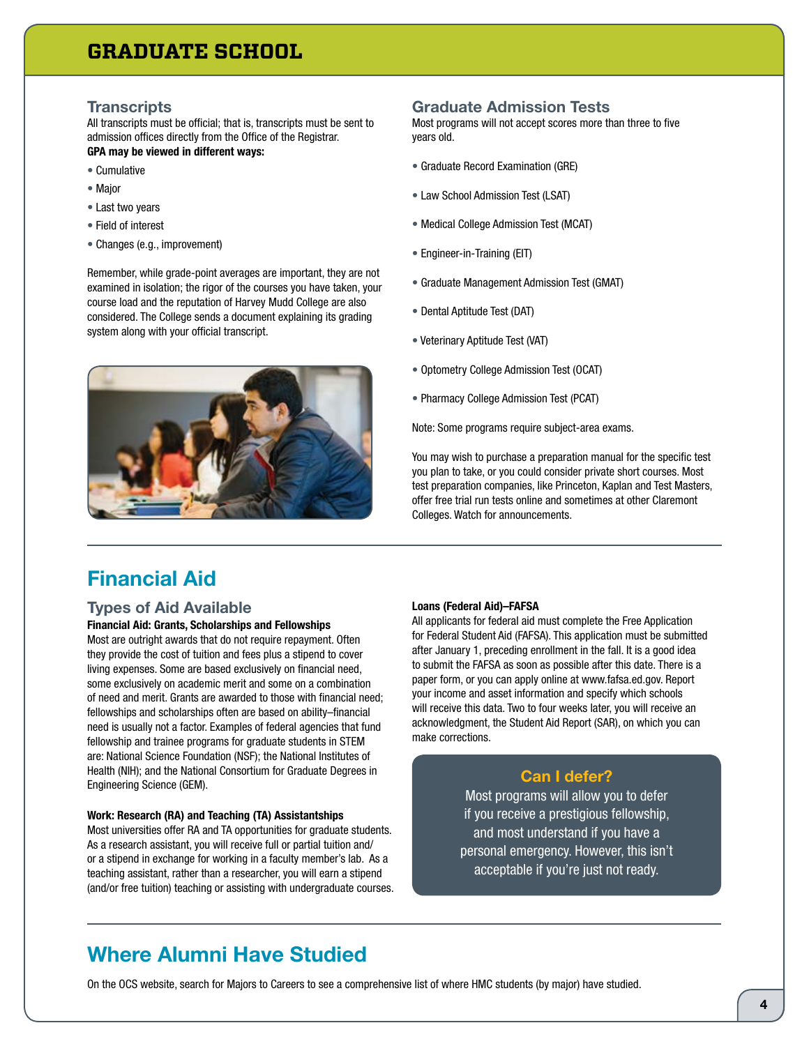# GRADUATE SCHOOL

## Transcripts

All transcripts must be official; that is, transcripts must be sent to admission offices directly from the Office of the Registrar.

**GPA may be viewed in different ways:**

- Cumulative
- Major
- Last two years
- Field of interest
- Changes (e.g., improvement)

Remember, while grade-point averages are important, they are not examined in isolation; the rigor of the courses you have taken, your course load and the reputation of Harvey Mudd College are also considered. The College sends a document explaining its grading system along with your official transcript.

## Graduate Admission Tests

Most programs will not accept scores more than three to five years old.

- Graduate Record Examination (GRE)
- Law School Admission Test (LSAT)
- Medical College Admission Test (MCAT)
- Engineer-in-Training (EIT)
- Graduate Management Admission Test (GMAT)
- Dental Aptitude Test (DAT)
- Veterinary Aptitude Test (VAT)
- Optometry College Admission Test (OCAT)
- Pharmacy College Admission Test (PCAT)

Note: Some programs require subject-area exams.

You may wish to purchase a preparation manual for the specific test you plan to take, or you could consider private short courses. Most test preparation companies, like Princeton, Kaplan and Test Masters, offer free trial run tests online and sometimes at other Claremont Colleges. Watch for announcements.

# Financial Aid

## Types of Aid Available

**Financial Aid: Grants, Scholarships and Fellowships**

Most are outright awards that do not require repayment. Often they provide the cost of tuition and fees plus a stipend to cover living expenses. Some are based exclusively on financial need, some exclusively on academic merit and some on a combination of need and merit. Grants are awarded to those with financial need; fellowships and scholarships often are based on ability–financial need is usually not a factor. Examples of federal agencies that fund fellowship and trainee programs for graduate students in STEM are: National Science Foundation (NSF); the National Institutes of Health (NIH); and the National Consortium for Graduate Degrees in Engineering Science (GEM).

**Work: Research (RA) and Teaching (TA) Assistantships**

Most universities offer RA and TA opportunities for graduate students. As a research assistant, you will receive full or partial tuition and/or a stipend in exchange for working in a faculty member's lab. As a teaching assistant, rather than a researcher, you will earn a stipend (and/or free tuition) teaching or assisting with undergraduate courses.

**Loans (Federal Aid)–FAFSA**

All applicants for federal aid must complete the Free Application for Federal Student Aid (FAFSA). This application must be submitted after January 1, preceding enrollment in the fall. It is a good idea to submit the FAFSA as soon as possible after this date. There is a paper form, or you can apply online at www.fafsa.ed.gov. Report your income and asset information and specify which schools will receive this data. Two to four weeks later, you will receive an acknowledgment, the Student Aid Report (SAR), on which you can make corrections.

**Can I defer?**

Most programs will allow you to defer if you receive a prestigious fellowship, and most understand if you have a personal emergency. However, this isn't acceptable if you're just not ready.

# Where Alumni Have Studied

On the OCS website, search for Majors to Careers to see a comprehensive list of where HMC students (by major) have studied.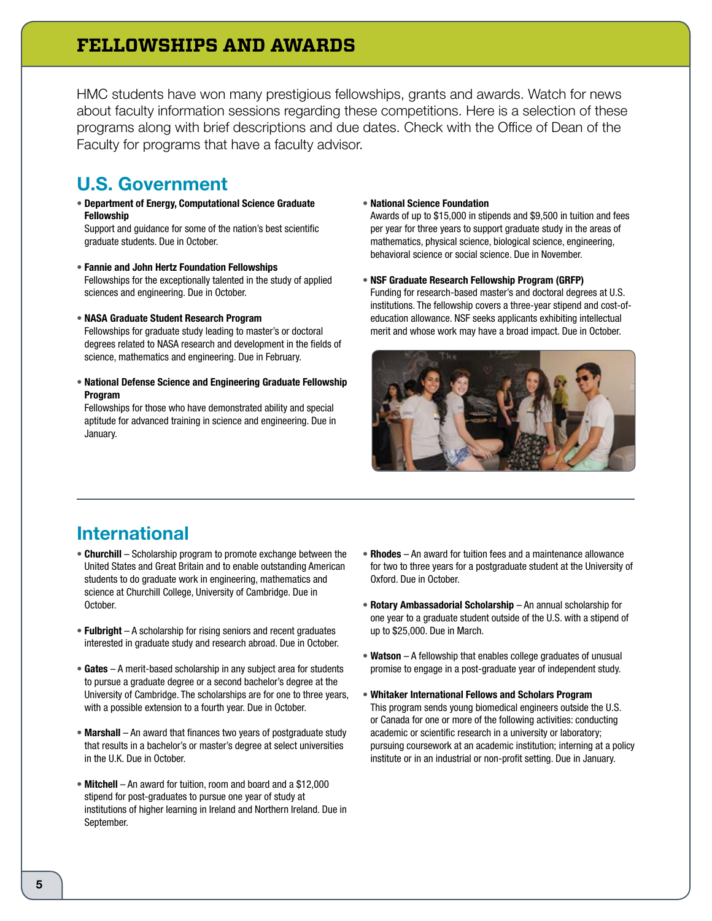# FELLOWSHIPS AND AWARDS

HMC students have won many prestigious fellowships, grants and awards. Watch for news about faculty information sessions regarding these competitions. Here is a selection of these programs along with brief descriptions and due dates. Check with the Office of Dean of the Faculty for programs that have a faculty advisor.

## U.S. Government

- **Department of Energy, Computational Science Graduate Fellowship**
  Support and guidance for some of the nation's best scientific graduate students. Due in October.

- **Fannie and John Hertz Foundation Fellowships**
  Fellowships for the exceptionally talented in the study of applied sciences and engineering. Due in October.

- **NASA Graduate Student Research Program**
  Fellowships for graduate study leading to master's or doctoral degrees related to NASA research and development in the fields of science, mathematics and engineering. Due in February.

- **National Defense Science and Engineering Graduate Fellowship Program**
  Fellowships for those who have demonstrated ability and special aptitude for advanced training in science and engineering. Due in January.

- **National Science Foundation**
  Awards of up to $15,000 in stipends and $9,500 in tuition and fees per year for three years to support graduate study in the areas of mathematics, physical science, biological science, engineering, behavioral science or social science. Due in November.

- **NSF Graduate Research Fellowship Program (GRFP)**
  Funding for research-based master's and doctoral degrees at U.S. institutions. The fellowship covers a three-year stipend and cost-of-education allowance. NSF seeks applicants exhibiting intellectual merit and whose work may have a broad impact. Due in October.

## International

- **Churchill** – Scholarship program to promote exchange between the United States and Great Britain and to enable outstanding American students to do graduate work in engineering, mathematics and science at Churchill College, University of Cambridge. Due in October.

- **Fulbright** – A scholarship for rising seniors and recent graduates interested in graduate study and research abroad. Due in October.

- **Gates** – A merit-based scholarship in any subject area for students to pursue a graduate degree or a second bachelor's degree at the University of Cambridge. The scholarships are for one to three years, with a possible extension to a fourth year. Due in October.

- **Marshall** – An award that finances two years of postgraduate study that results in a bachelor's or master's degree at select universities in the U.K. Due in October.

- **Mitchell** – An award for tuition, room and board and a $12,000 stipend for post-graduates to pursue one year of study at institutions of higher learning in Ireland and Northern Ireland. Due in September.

- **Rhodes** – An award for tuition fees and a maintenance allowance for two to three years for a postgraduate student at the University of Oxford. Due in October.

- **Rotary Ambassadorial Scholarship** – An annual scholarship for one year to a graduate student outside of the U.S. with a stipend of up to $25,000. Due in March.

- **Watson** – A fellowship that enables college graduates of unusual promise to engage in a post-graduate year of independent study.

- **Whitaker International Fellows and Scholars Program**
  This program sends young biomedical engineers outside the U.S. or Canada for one or more of the following activities: conducting academic or scientific research in a university or laboratory; pursuing coursework at an academic institution; interning at a policy institute or in an industrial or non-profit setting. Due in January.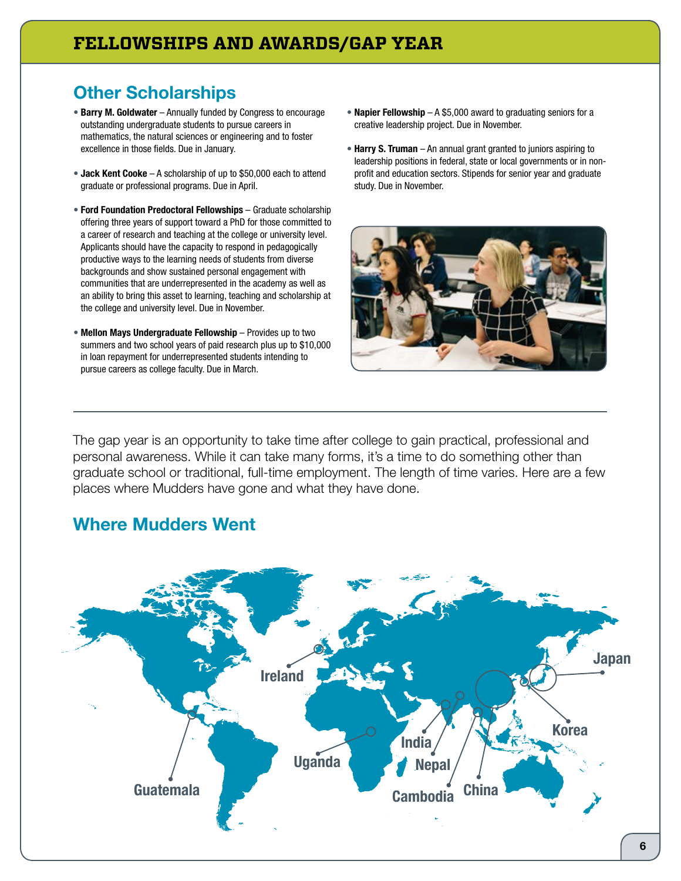# FELLOWSHIPS AND AWARDS/GAP YEAR

## Other Scholarships

- **Barry M. Goldwater** – Annually funded by Congress to encourage outstanding undergraduate students to pursue careers in mathematics, the natural sciences or engineering and to foster excellence in those fields. Due in January.
- **Jack Kent Cooke** – A scholarship of up to $50,000 each to attend graduate or professional programs. Due in April.
- **Ford Foundation Predoctoral Fellowships** – Graduate scholarship offering three years of support toward a PhD for those committed to a career of research and teaching at the college or university level. Applicants should have the capacity to respond in pedagogically productive ways to the learning needs of students from diverse backgrounds and show sustained personal engagement with communities that are underrepresented in the academy as well as an ability to bring this asset to learning, teaching and scholarship at the college and university level. Due in November.
- **Mellon Mays Undergraduate Fellowship** – Provides up to two summers and two school years of paid research plus up to $10,000 in loan repayment for underrepresented students intending to pursue careers as college faculty. Due in March.
- **Napier Fellowship** – A $5,000 award to graduating seniors for a creative leadership project. Due in November.
- **Harry S. Truman** – An annual grant granted to juniors aspiring to leadership positions in federal, state or local governments or in non-profit and education sectors. Stipends for senior year and graduate study. Due in November.

---

The gap year is an opportunity to take time after college to gain practical, professional and personal awareness. While it can take many forms, it's a time to do something other than graduate school or traditional, full-time employment. The length of time varies. Here are a few places where Mudders have gone and what they have done.

## Where Mudders Went

Ireland, Japan, Korea, Guatemala, Uganda, India, Nepal, Cambodia, China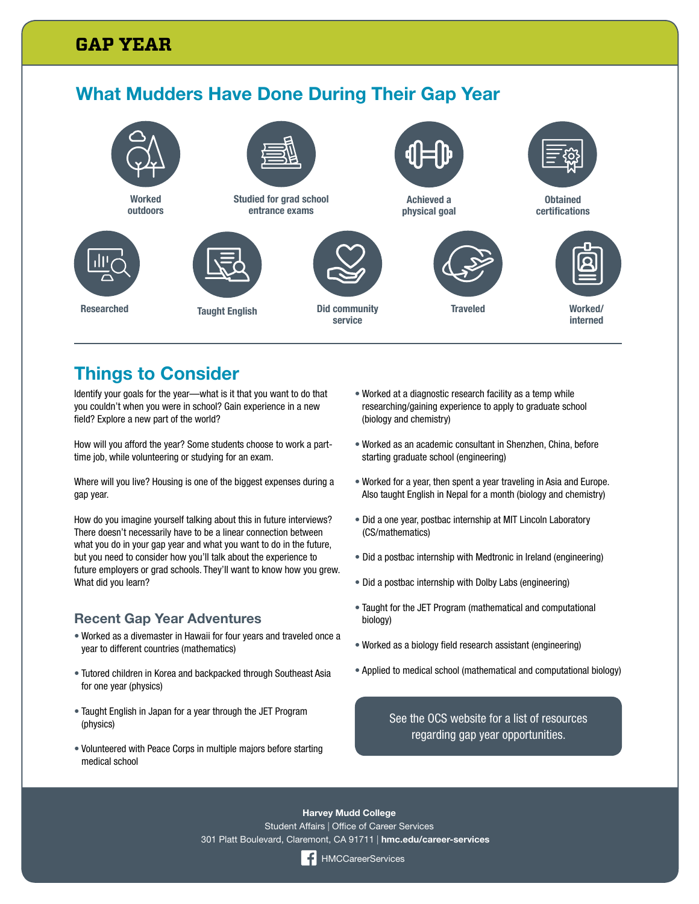# GAP YEAR

## What Mudders Have Done During Their Gap Year

- Worked outdoors
- Studied for grad school entrance exams
- Achieved a physical goal
- Obtained certifications
- Researched
- Taught English
- Did community service
- Traveled
- Worked/ interned

## Things to Consider

Identify your goals for the year—what is it that you want to do that you couldn't when you were in school? Gain experience in a new field? Explore a new part of the world?

How will you afford the year? Some students choose to work a part-time job, while volunteering or studying for an exam.

Where will you live? Housing is one of the biggest expenses during a gap year.

How do you imagine yourself talking about this in future interviews? There doesn't necessarily have to be a linear connection between what you do in your gap year and what you want to do in the future, but you need to consider how you'll talk about the experience to future employers or grad schools. They'll want to know how you grew. What did you learn?

### Recent Gap Year Adventures

- Worked as a divemaster in Hawaii for four years and traveled once a year to different countries (mathematics)
- Tutored children in Korea and backpacked through Southeast Asia for one year (physics)
- Taught English in Japan for a year through the JET Program (physics)
- Volunteered with Peace Corps in multiple majors before starting medical school
- Worked at a diagnostic research facility as a temp while researching/gaining experience to apply to graduate school (biology and chemistry)
- Worked as an academic consultant in Shenzhen, China, before starting graduate school (engineering)
- Worked for a year, then spent a year traveling in Asia and Europe. Also taught English in Nepal for a month (biology and chemistry)
- Did a one year, postbac internship at MIT Lincoln Laboratory (CS/mathematics)
- Did a postbac internship with Medtronic in Ireland (engineering)
- Did a postbac internship with Dolby Labs (engineering)
- Taught for the JET Program (mathematical and computational biology)
- Worked as a biology field research assistant (engineering)
- Applied to medical school (mathematical and computational biology)

See the OCS website for a list of resources regarding gap year opportunities.

**Harvey Mudd College**
Student Affairs | Office of Career Services
301 Platt Boulevard, Claremont, CA 91711 | **hmc.edu/career-services**
HMCCareerServices